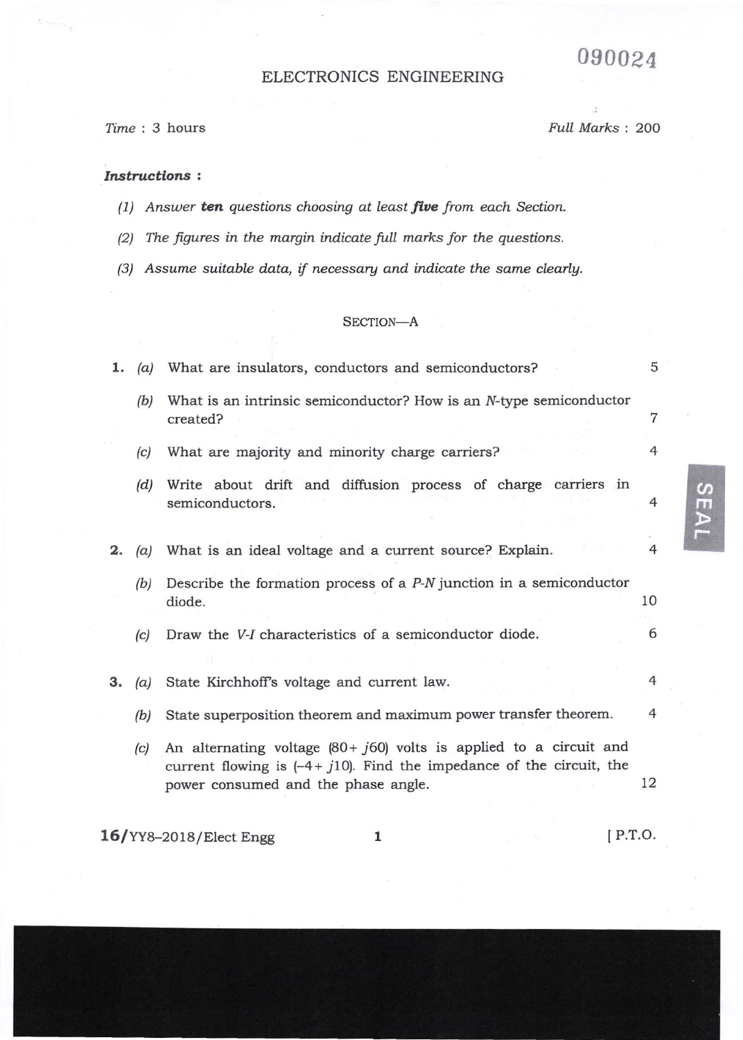090024

# ELECTRONICS ENGINEERING

*Time* : 3 hours *Full Marks* : 200

***Instructions*** **:**

*(1) Answer* ***ten*** *questions choosing at least* ***five*** *from each Section.*

*(2) The figures in the margin indicate full marks for the questions.*

*(3) Assume suitable data, if necessary and indicate the same clearly.*

## SECTION—A

**1.** *(a)* What are insulators, conductors and semiconductors? 5

*(b)* What is an intrinsic semiconductor? How is an *N*-type semiconductor created? 7

*(c)* What are majority and minority charge carriers? 4

*(d)* Write about drift and diffusion process of charge carriers in semiconductors. 4

**2.** *(a)* What is an ideal voltage and a current source? Explain. 4

*(b)* Describe the formation process of a *P-N* junction in a semiconductor diode. 10

*(c)* Draw the *V-I* characteristics of a semiconductor diode. 6

**3.** *(a)* State Kirchhoff's voltage and current law. 4

*(b)* State superposition theorem and maximum power transfer theorem. 4

*(c)* An alternating voltage $(80 + j60)$ volts is applied to a circuit and current flowing is $(-4 + j10)$. Find the impedance of the circuit, the power consumed and the phase angle. 12

16/YY8–2018/Elect Engg [ P.T.O.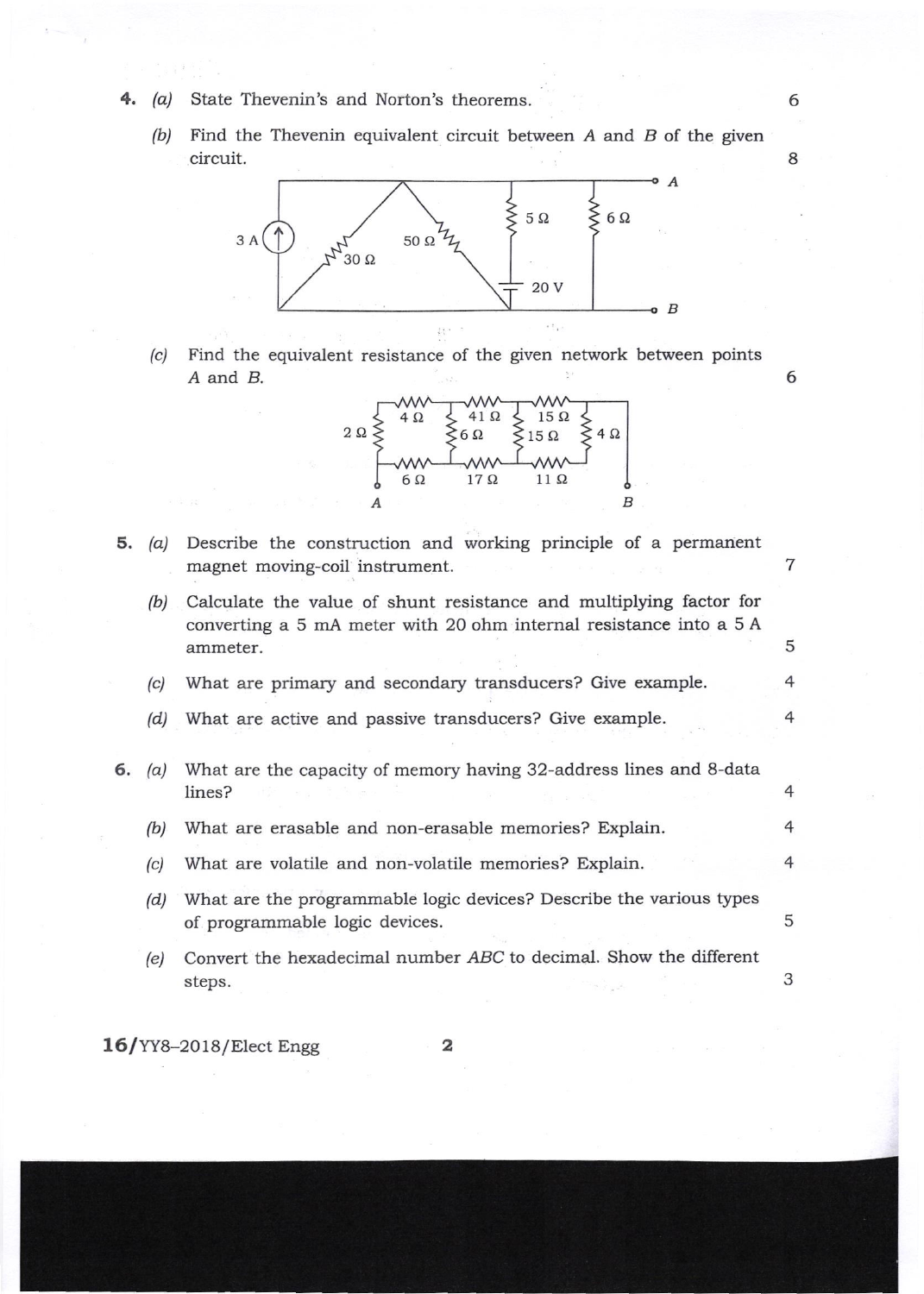4. (a) State Thevenin's and Norton's theorems. 6

   (b) Find the Thevenin equivalent circuit between $A$ and $B$ of the given circuit. 8

   (c) Find the equivalent resistance of the given network between points $A$ and $B$. 6

5. (a) Describe the construction and working principle of a permanent magnet moving-coil instrument. 7

   (b) Calculate the value of shunt resistance and multiplying factor for converting a 5 mA meter with 20 ohm internal resistance into a 5 A ammeter. 5

   (c) What are primary and secondary transducers? Give example. 4

   (d) What are active and passive transducers? Give example. 4

6. (a) What are the capacity of memory having 32-address lines and 8-data lines? 4

   (b) What are erasable and non-erasable memories? Explain. 4

   (c) What are volatile and non-volatile memories? Explain. 4

   (d) What are the programmable logic devices? Describe the various types of programmable logic devices. 5

   (e) Convert the hexadecimal number $ABC$ to decimal. Show the different steps. 3

16/YY8–2018/Elect Engg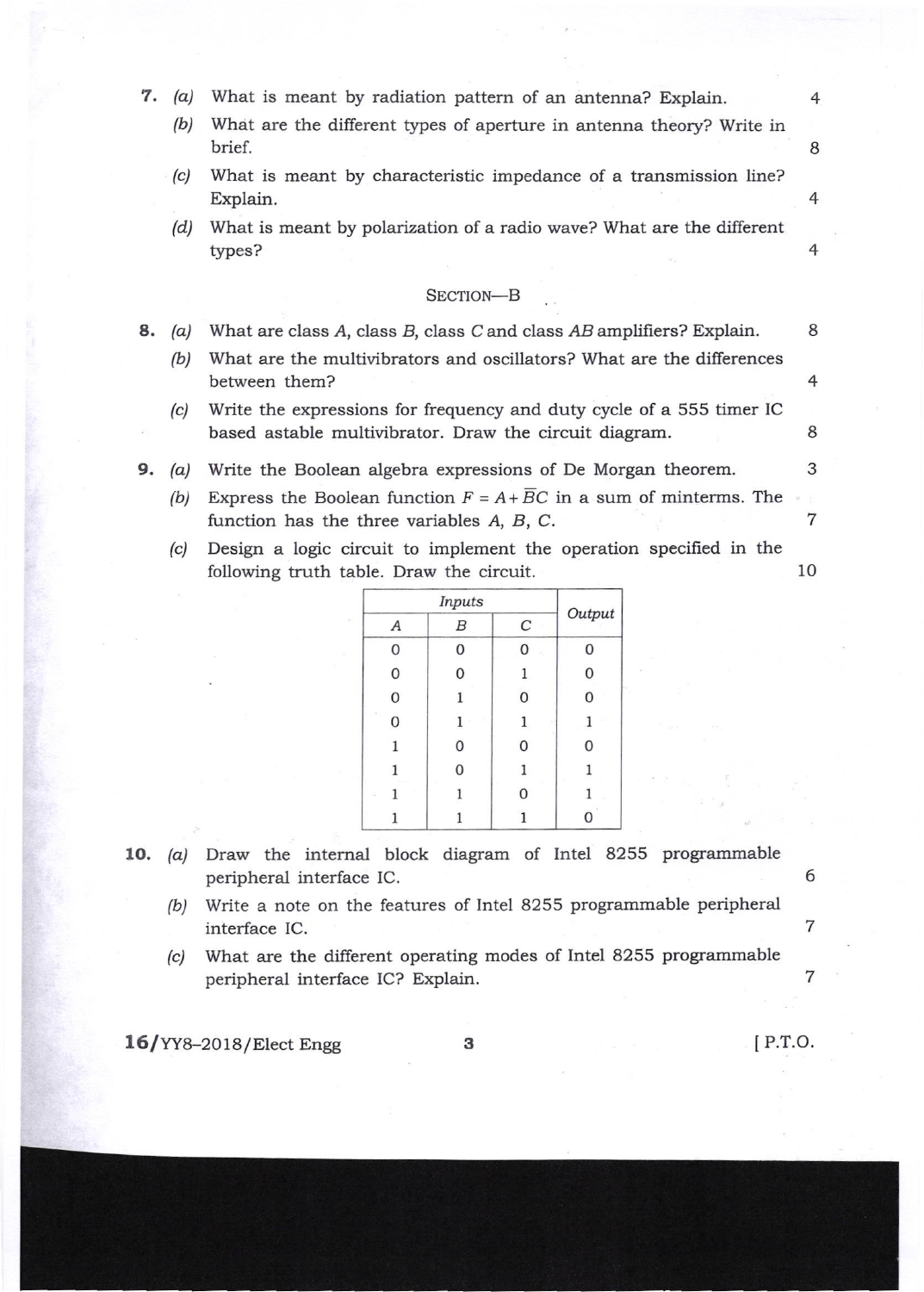7. *(a)* What is meant by radiation pattern of an antenna? Explain. 4

   *(b)* What are the different types of aperture in antenna theory? Write in brief. 8

   *(c)* What is meant by characteristic impedance of a transmission line? Explain. 4

   *(d)* What is meant by polarization of a radio wave? What are the different types? 4

## SECTION—B

8. *(a)* What are class $A$, class $B$, class $C$ and class $AB$ amplifiers? Explain. 8

   *(b)* What are the multivibrators and oscillators? What are the differences between them? 4

   *(c)* Write the expressions for frequency and duty cycle of a 555 timer IC based astable multivibrator. Draw the circuit diagram. 8

9. *(a)* Write the Boolean algebra expressions of De Morgan theorem. 3

   *(b)* Express the Boolean function $F = A + \overline{B}C$ in a sum of minterms. The function has the three variables $A$, $B$, $C$. 7

   *(c)* Design a logic circuit to implement the operation specified in the following truth table. Draw the circuit. 10

| Inputs | | | Output |
|---|---|---|---|
| $A$ | $B$ | $C$ | |
| 0 | 0 | 0 | 0 |
| 0 | 0 | 1 | 0 |
| 0 | 1 | 0 | 0 |
| 0 | 1 | 1 | 1 |
| 1 | 0 | 0 | 0 |
| 1 | 0 | 1 | 1 |
| 1 | 1 | 0 | 1 |
| 1 | 1 | 1 | 0 |

10. *(a)* Draw the internal block diagram of Intel 8255 programmable peripheral interface IC. 6

    *(b)* Write a note on the features of Intel 8255 programmable peripheral interface IC. 7

    *(c)* What are the different operating modes of Intel 8255 programmable peripheral interface IC? Explain. 7

16/YY8–2018/Elect Engg [ P.T.O.